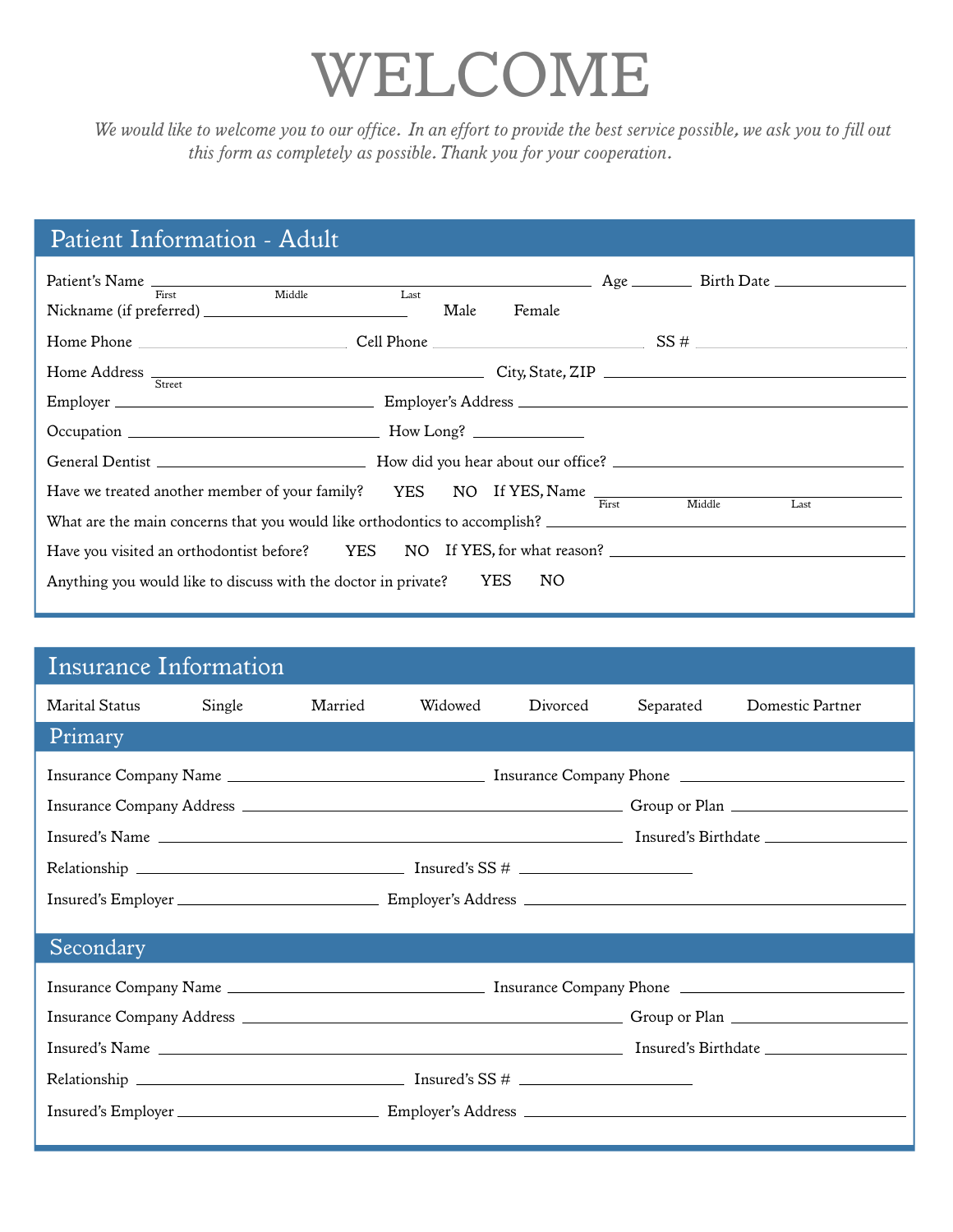# WELCOME

*We would like to welcome you to our office. In an effort to provide the best service possible, we ask you to fill out this form as completely as possible. Thank you for your cooperation.*

## Patient Information - Adult

Patient's Name ______________________________ Age ______ Birth Date ______________
First Middle Last

Nickname (if preferred) ______________________ Male Female

Home Phone ______________ Cell Phone ______________ SS # ______________

Home Address ______________________________ City, State, ZIP ______________________
Street

Employer ______________________ Employer's Address ______________________________

Occupation ______________________ How Long? __________

General Dentist ______________________ How did you hear about our office? ______________________

Have we treated another member of your family? YES NO If YES, Name ______________________
First Middle Last

What are the main concerns that you would like orthodontics to accomplish? ______________________

Have you visited an orthodontist before? YES NO If YES, for what reason? ______________________

Anything you would like to discuss with the doctor in private? YES NO

## Insurance Information

Marital Status Single Married Widowed Divorced Separated Domestic Partner

### Primary

Insurance Company Name ______________________ Insurance Company Phone ______________

Insurance Company Address ______________________________ Group or Plan ______________

Insured's Name ______________________________ Insured's Birthdate ______________

Relationship ______________________ Insured's SS # ______________

Insured's Employer ______________________ Employer's Address ______________________________

### Secondary

Insurance Company Name ______________________ Insurance Company Phone ______________

Insurance Company Address ______________________________ Group or Plan ______________

Insured's Name ______________________________ Insured's Birthdate ______________

Relationship ______________________ Insured's SS # ______________

Insured's Employer ______________________ Employer's Address ______________________________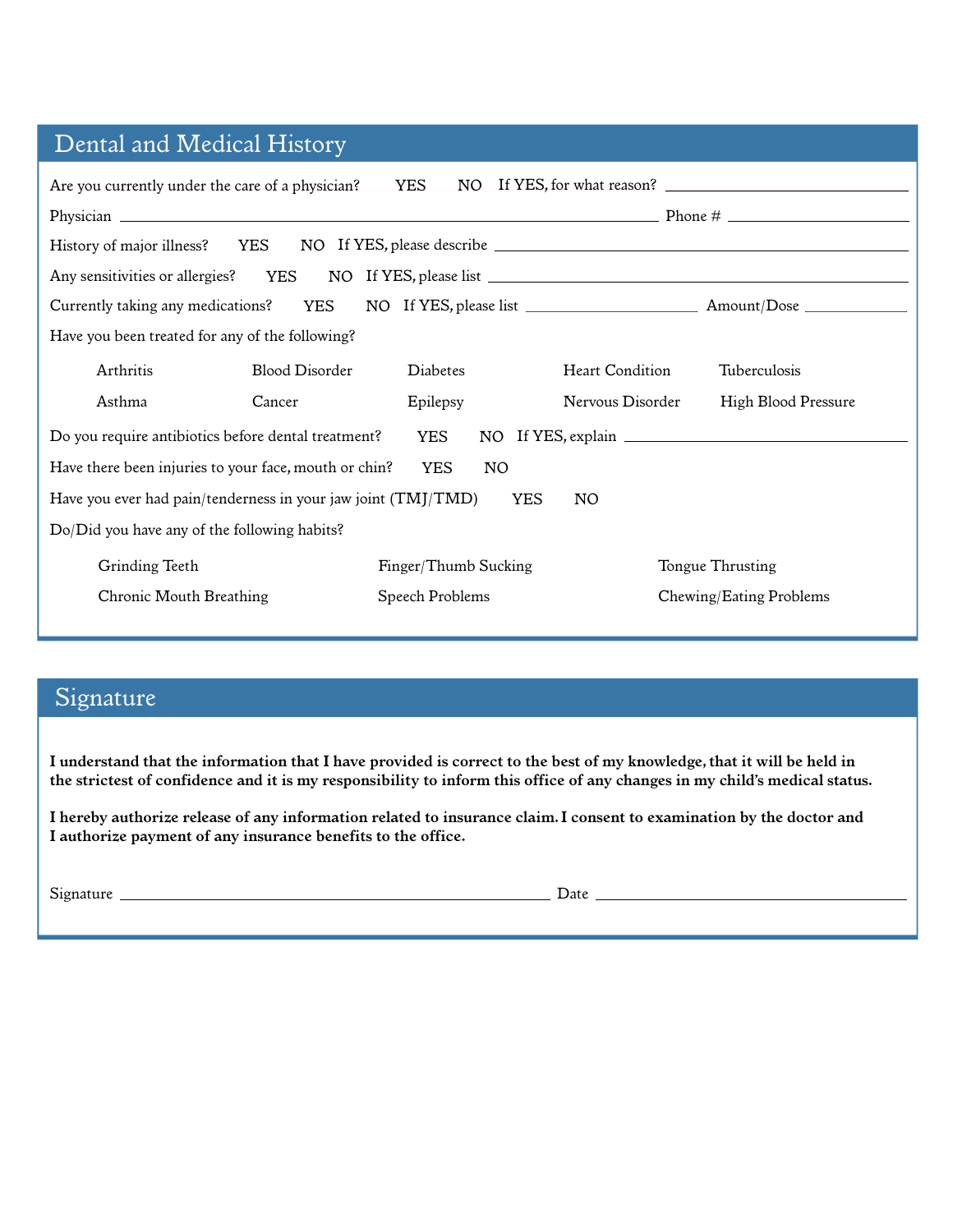## Dental and Medical History

Are you currently under the care of a physician? YES NO If YES, for what reason? ____________________

Physician ____________________ Phone # ____________________

History of major illness? YES NO If YES, please describe ____________________

Any sensitivities or allergies? YES NO If YES, please list ____________________

Currently taking any medications? YES NO If YES, please list ____________________ Amount/Dose ____________________

Have you been treated for any of the following?

| | | | | |
|---|---|---|---|---|
| Arthritis | Blood Disorder | Diabetes | Heart Condition | Tuberculosis |
| Asthma | Cancer | Epilepsy | Nervous Disorder | High Blood Pressure |

Do you require antibiotics before dental treatment? YES NO If YES, explain ____________________

Have there been injuries to your face, mouth or chin? YES NO

Have you ever had pain/tenderness in your jaw joint (TMJ/TMD) YES NO

Do/Did you have any of the following habits?

| | | |
|---|---|---|
| Grinding Teeth | Finger/Thumb Sucking | Tongue Thrusting |
| Chronic Mouth Breathing | Speech Problems | Chewing/Eating Problems |

## Signature

**I understand that the information that I have provided is correct to the best of my knowledge, that it will be held in the strictest of confidence and it is my responsibility to inform this office of any changes in my child's medical status.**

**I hereby authorize release of any information related to insurance claim. I consent to examination by the doctor and I authorize payment of any insurance benefits to the office.**

Signature ____________________ Date ____________________